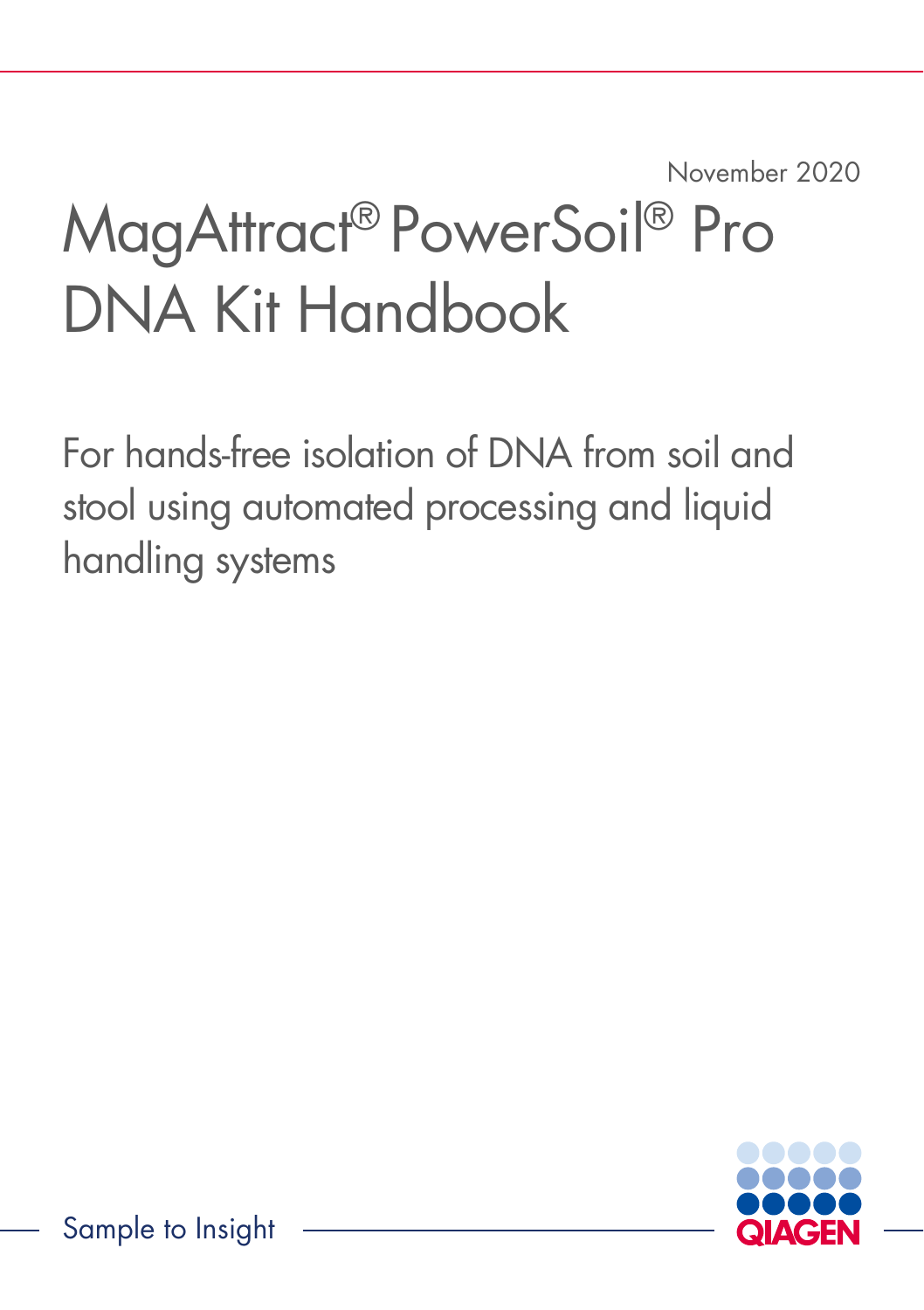November 2020

# MagAttract® PowerSoil® Pro DNA Kit Handbook

For hands-free isolation of DNA from soil and stool using automated processing and liquid handling systems

Sample to Insight

QIAGEN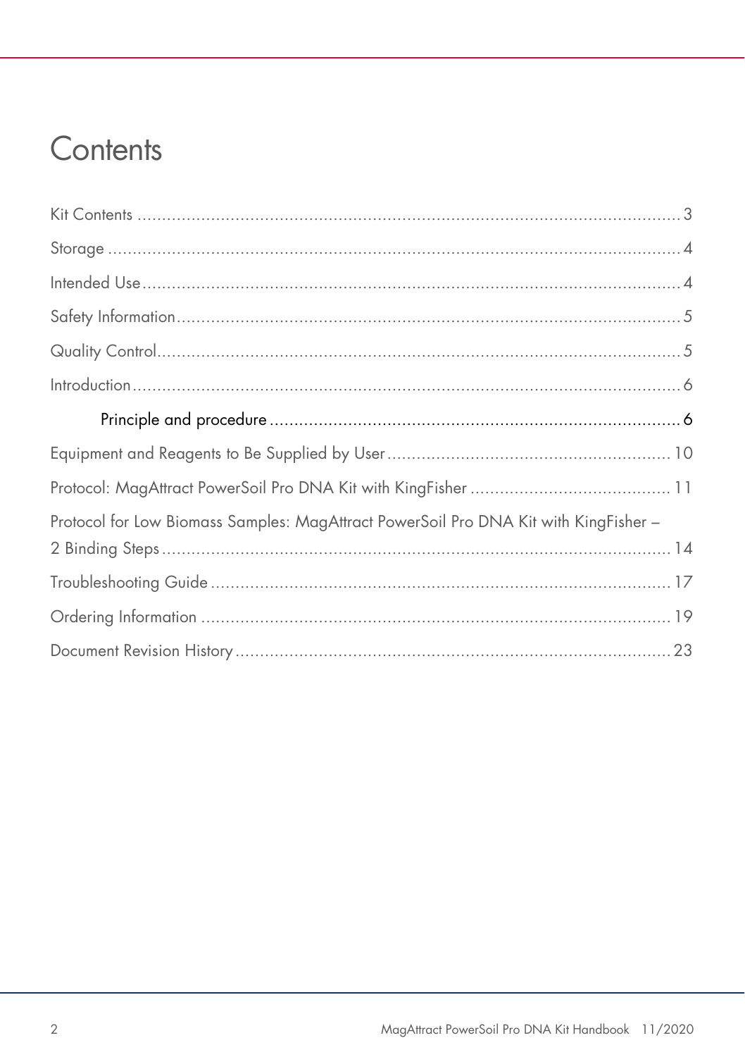# Contents

Kit Contents ........................................................................................................ 3

Storage ................................................................................................................ 4

Intended Use ........................................................................................................ 4

Safety Information ............................................................................................... 5

Quality Control ..................................................................................................... 5

Introduction .......................................................................................................... 6

  Principle and procedure .................................................................................. 6

Equipment and Reagents to Be Supplied by User ................................................ 10

Protocol: MagAttract PowerSoil Pro DNA Kit with KingFisher ............................... 11

Protocol for Low Biomass Samples: MagAttract PowerSoil Pro DNA Kit with KingFisher – 2 Binding Steps ........................................................................................................ 14

Troubleshooting Guide ....................................................................................... 17

Ordering Information .......................................................................................... 19

Document Revision History ................................................................................. 23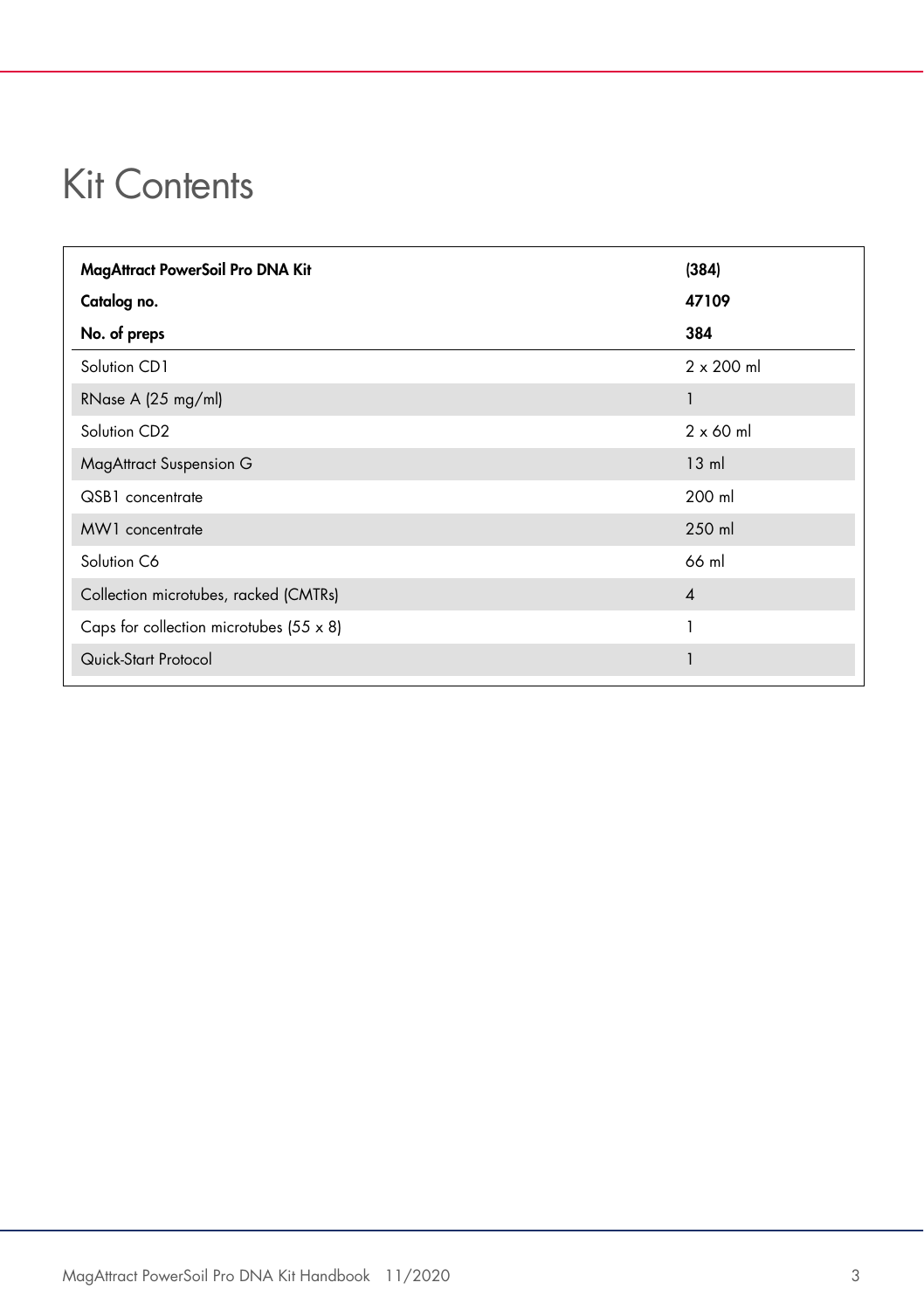# Kit Contents

| MagAttract PowerSoil Pro DNA Kit | (384) |
|---|---|
| **Catalog no.** | **47109** |
| **No. of preps** | **384** |
| Solution CD1 | 2 x 200 ml |
| RNase A (25 mg/ml) | 1 |
| Solution CD2 | 2 x 60 ml |
| MagAttract Suspension G | 13 ml |
| QSB1 concentrate | 200 ml |
| MW1 concentrate | 250 ml |
| Solution C6 | 66 ml |
| Collection microtubes, racked (CMTRs) | 4 |
| Caps for collection microtubes (55 x 8) | 1 |
| Quick-Start Protocol | 1 |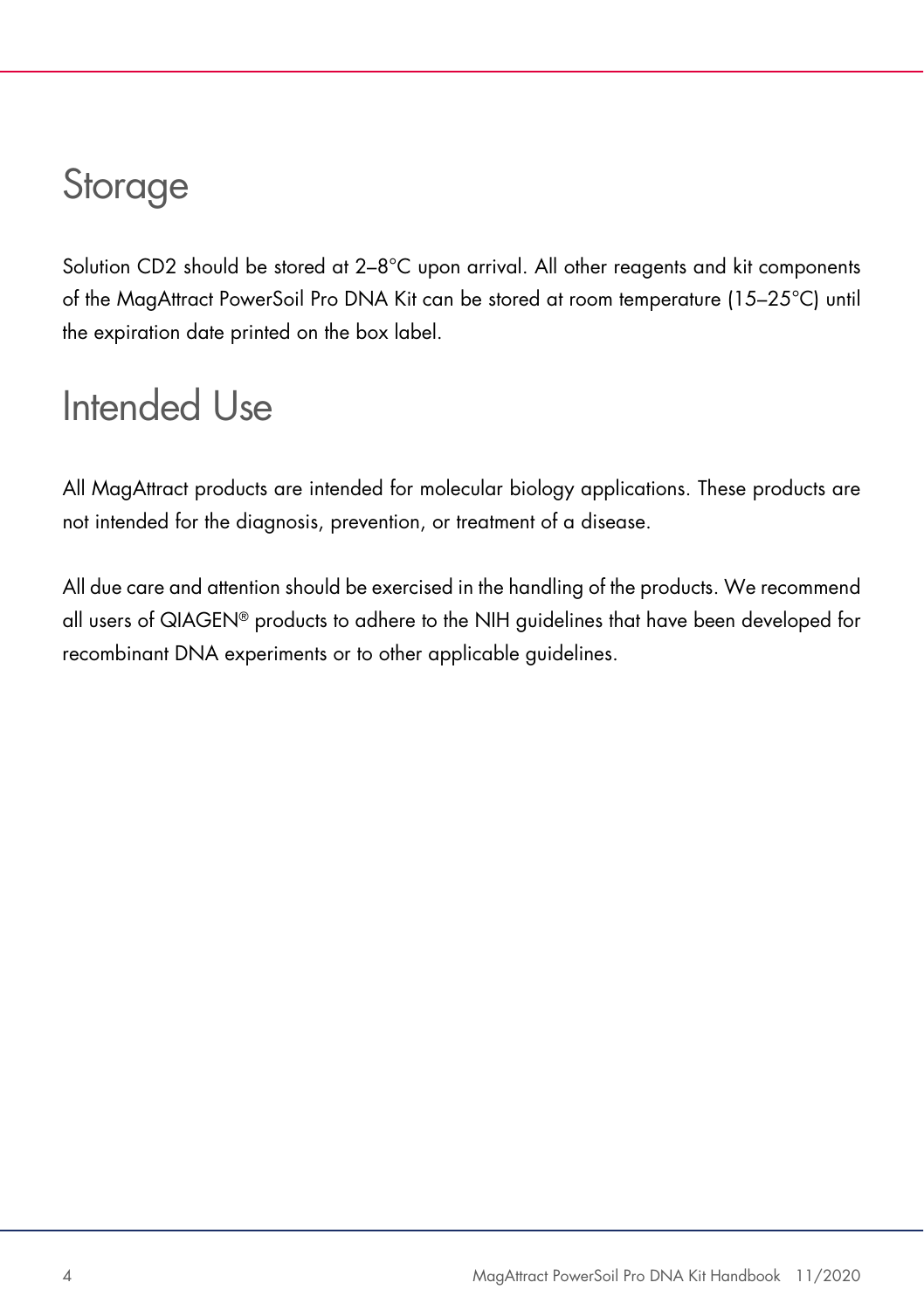# Storage

Solution CD2 should be stored at 2–8°C upon arrival. All other reagents and kit components of the MagAttract PowerSoil Pro DNA Kit can be stored at room temperature (15–25°C) until the expiration date printed on the box label.

# Intended Use

All MagAttract products are intended for molecular biology applications. These products are not intended for the diagnosis, prevention, or treatment of a disease.

All due care and attention should be exercised in the handling of the products. We recommend all users of QIAGEN® products to adhere to the NIH guidelines that have been developed for recombinant DNA experiments or to other applicable guidelines.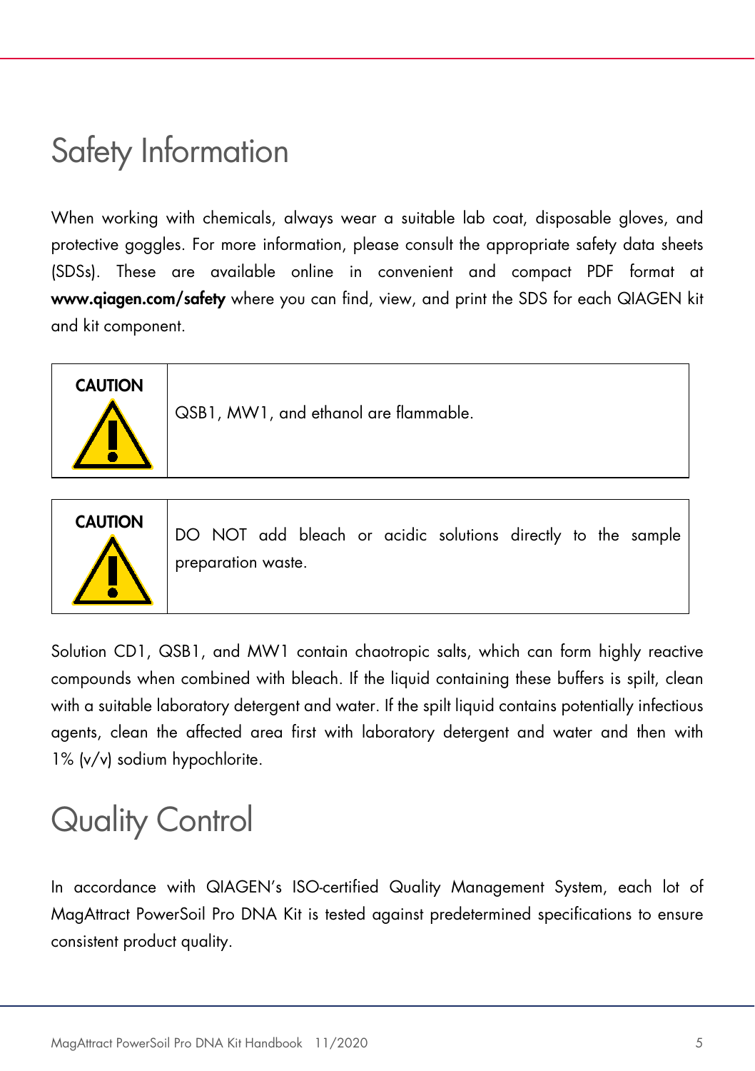# Safety Information

When working with chemicals, always wear a suitable lab coat, disposable gloves, and protective goggles. For more information, please consult the appropriate safety data sheets (SDSs). These are available online in convenient and compact PDF format at **www.qiagen.com/safety** where you can find, view, and print the SDS for each QIAGEN kit and kit component.

| **CAUTION** | QSB1, MW1, and ethanol are flammable. |
|---|---|

| **CAUTION** | DO NOT add bleach or acidic solutions directly to the sample preparation waste. |
|---|---|

Solution CD1, QSB1, and MW1 contain chaotropic salts, which can form highly reactive compounds when combined with bleach. If the liquid containing these buffers is spilt, clean with a suitable laboratory detergent and water. If the spilt liquid contains potentially infectious agents, clean the affected area first with laboratory detergent and water and then with 1% (v/v) sodium hypochlorite.

# Quality Control

In accordance with QIAGEN's ISO-certified Quality Management System, each lot of MagAttract PowerSoil Pro DNA Kit is tested against predetermined specifications to ensure consistent product quality.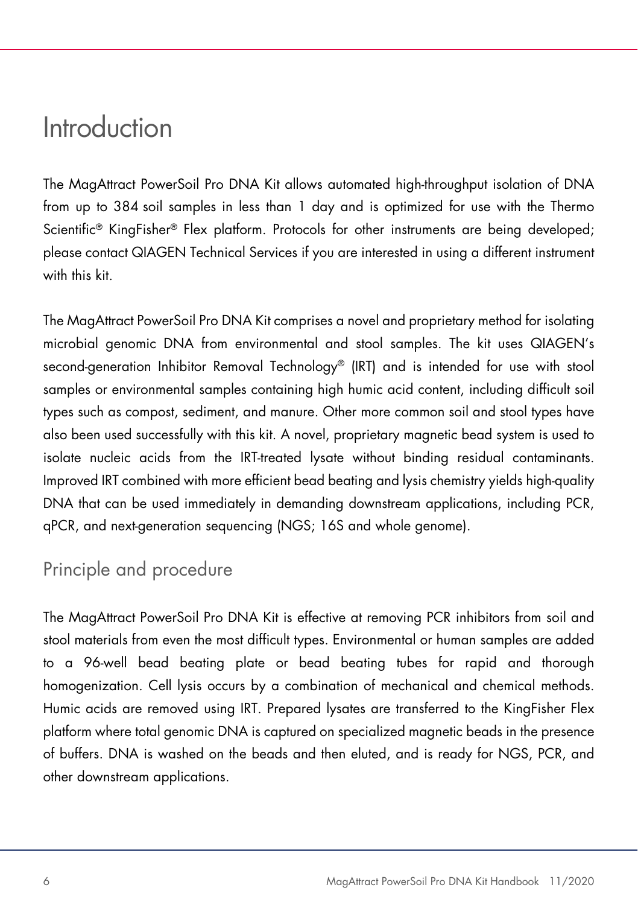# Introduction

The MagAttract PowerSoil Pro DNA Kit allows automated high-throughput isolation of DNA from up to 384 soil samples in less than 1 day and is optimized for use with the Thermo Scientific® KingFisher® Flex platform. Protocols for other instruments are being developed; please contact QIAGEN Technical Services if you are interested in using a different instrument with this kit.

The MagAttract PowerSoil Pro DNA Kit comprises a novel and proprietary method for isolating microbial genomic DNA from environmental and stool samples. The kit uses QIAGEN's second-generation Inhibitor Removal Technology® (IRT) and is intended for use with stool samples or environmental samples containing high humic acid content, including difficult soil types such as compost, sediment, and manure. Other more common soil and stool types have also been used successfully with this kit. A novel, proprietary magnetic bead system is used to isolate nucleic acids from the IRT-treated lysate without binding residual contaminants. Improved IRT combined with more efficient bead beating and lysis chemistry yields high-quality DNA that can be used immediately in demanding downstream applications, including PCR, qPCR, and next-generation sequencing (NGS; 16S and whole genome).

## Principle and procedure

The MagAttract PowerSoil Pro DNA Kit is effective at removing PCR inhibitors from soil and stool materials from even the most difficult types. Environmental or human samples are added to a 96-well bead beating plate or bead beating tubes for rapid and thorough homogenization. Cell lysis occurs by a combination of mechanical and chemical methods. Humic acids are removed using IRT. Prepared lysates are transferred to the KingFisher Flex platform where total genomic DNA is captured on specialized magnetic beads in the presence of buffers. DNA is washed on the beads and then eluted, and is ready for NGS, PCR, and other downstream applications.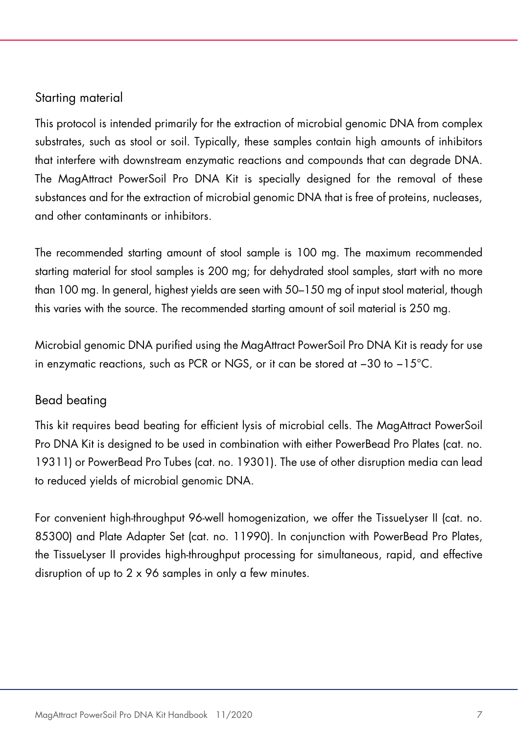## Starting material

This protocol is intended primarily for the extraction of microbial genomic DNA from complex substrates, such as stool or soil. Typically, these samples contain high amounts of inhibitors that interfere with downstream enzymatic reactions and compounds that can degrade DNA. The MagAttract PowerSoil Pro DNA Kit is specially designed for the removal of these substances and for the extraction of microbial genomic DNA that is free of proteins, nucleases, and other contaminants or inhibitors.

The recommended starting amount of stool sample is 100 mg. The maximum recommended starting material for stool samples is 200 mg; for dehydrated stool samples, start with no more than 100 mg. In general, highest yields are seen with 50–150 mg of input stool material, though this varies with the source. The recommended starting amount of soil material is 250 mg.

Microbial genomic DNA purified using the MagAttract PowerSoil Pro DNA Kit is ready for use in enzymatic reactions, such as PCR or NGS, or it can be stored at –30 to –15°C.

## Bead beating

This kit requires bead beating for efficient lysis of microbial cells. The MagAttract PowerSoil Pro DNA Kit is designed to be used in combination with either PowerBead Pro Plates (cat. no. 19311) or PowerBead Pro Tubes (cat. no. 19301). The use of other disruption media can lead to reduced yields of microbial genomic DNA.

For convenient high-throughput 96-well homogenization, we offer the TissueLyser II (cat. no. 85300) and Plate Adapter Set (cat. no. 11990). In conjunction with PowerBead Pro Plates, the TissueLyser II provides high-throughput processing for simultaneous, rapid, and effective disruption of up to 2 x 96 samples in only a few minutes.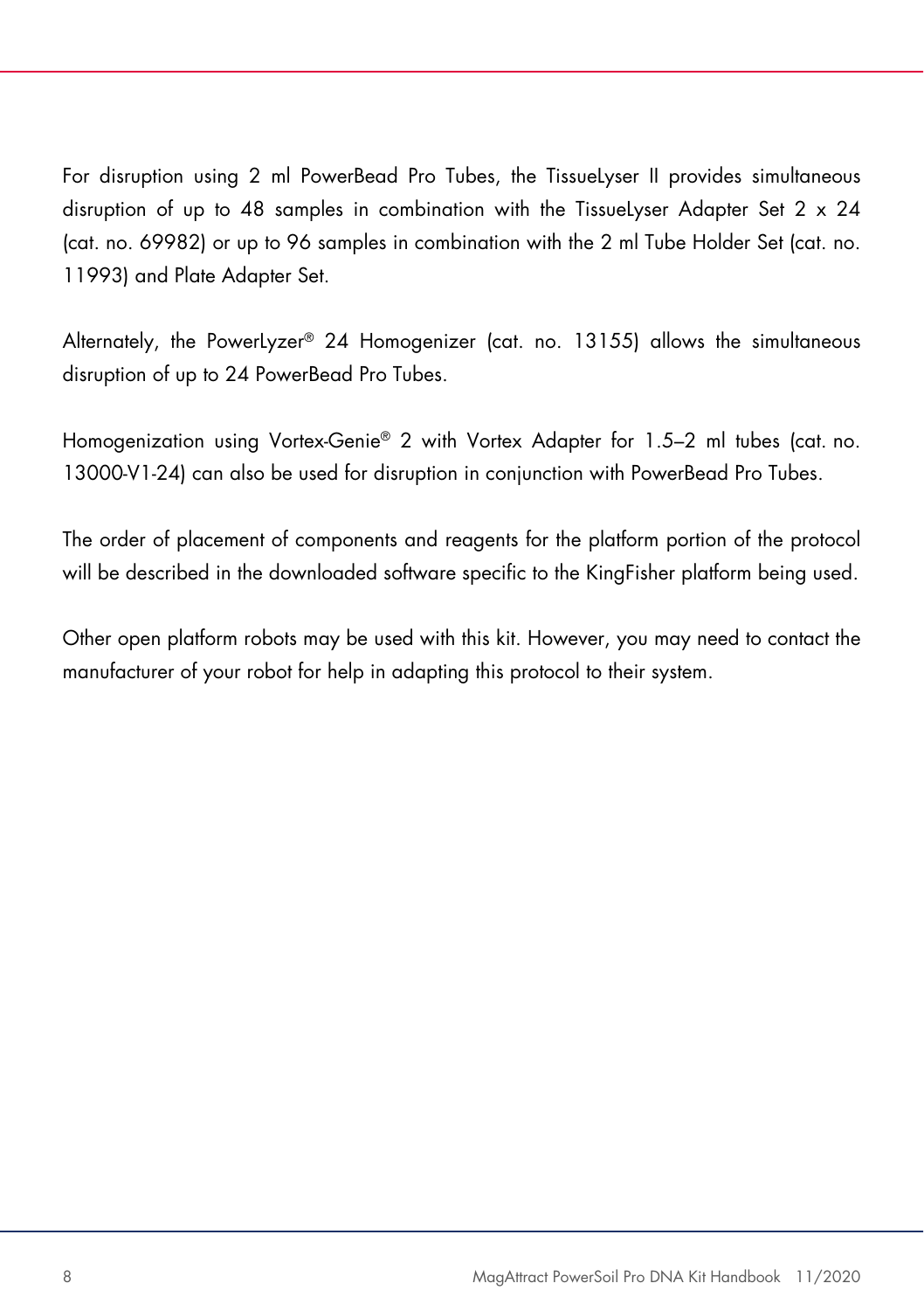For disruption using 2 ml PowerBead Pro Tubes, the TissueLyser II provides simultaneous disruption of up to 48 samples in combination with the TissueLyser Adapter Set 2 x 24 (cat. no. 69982) or up to 96 samples in combination with the 2 ml Tube Holder Set (cat. no. 11993) and Plate Adapter Set.

Alternately, the PowerLyzer® 24 Homogenizer (cat. no. 13155) allows the simultaneous disruption of up to 24 PowerBead Pro Tubes.

Homogenization using Vortex-Genie® 2 with Vortex Adapter for 1.5–2 ml tubes (cat. no. 13000-V1-24) can also be used for disruption in conjunction with PowerBead Pro Tubes.

The order of placement of components and reagents for the platform portion of the protocol will be described in the downloaded software specific to the KingFisher platform being used.

Other open platform robots may be used with this kit. However, you may need to contact the manufacturer of your robot for help in adapting this protocol to their system.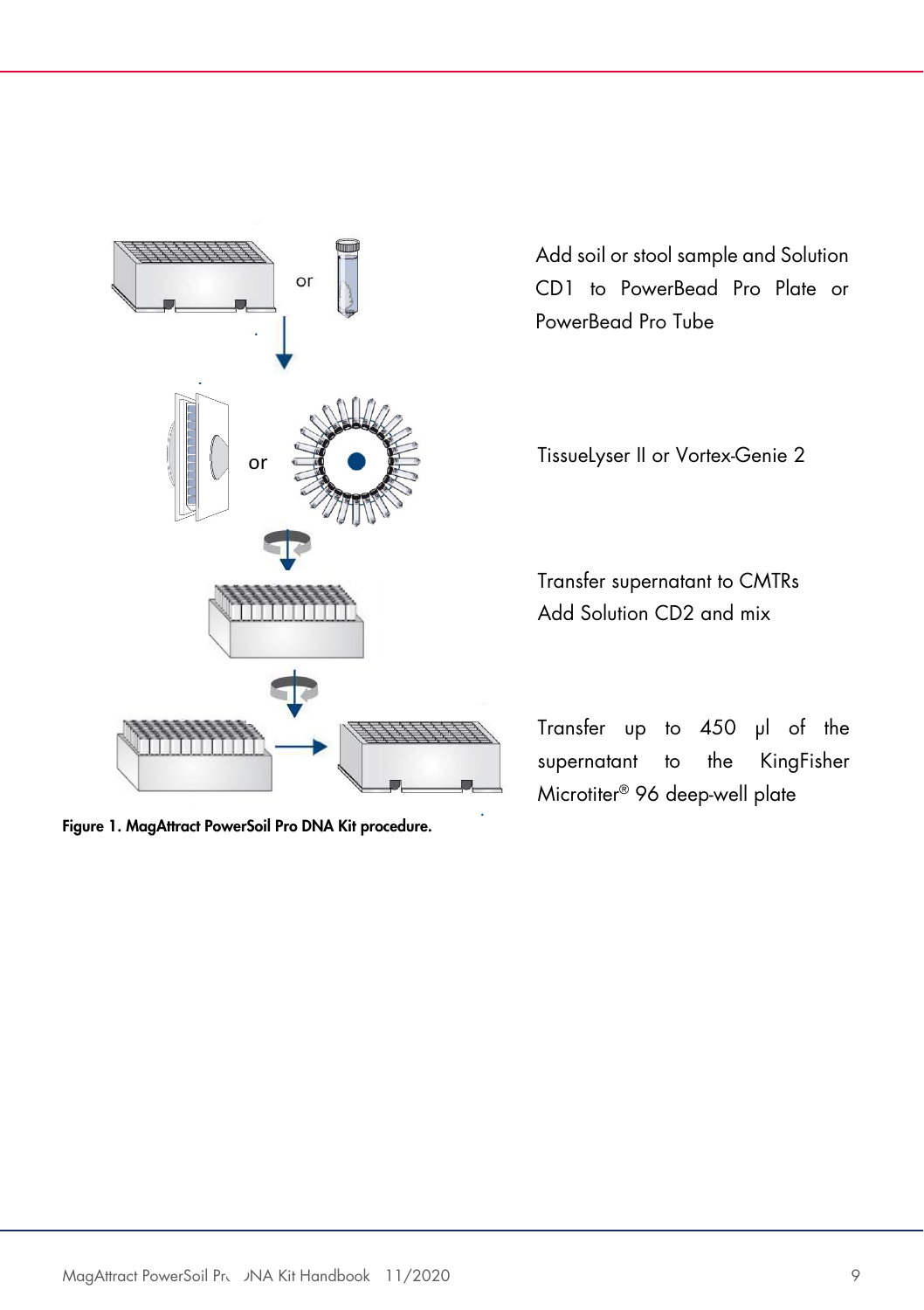Add soil or stool sample and Solution CD1 to PowerBead Pro Plate or PowerBead Pro Tube

TissueLyser II or Vortex-Genie 2

Transfer supernatant to CMTRs
Add Solution CD2 and mix

Transfer up to 450 µl of the supernatant to the KingFisher Microtiter® 96 deep-well plate

**Figure 1. MagAttract PowerSoil Pro DNA Kit procedure.**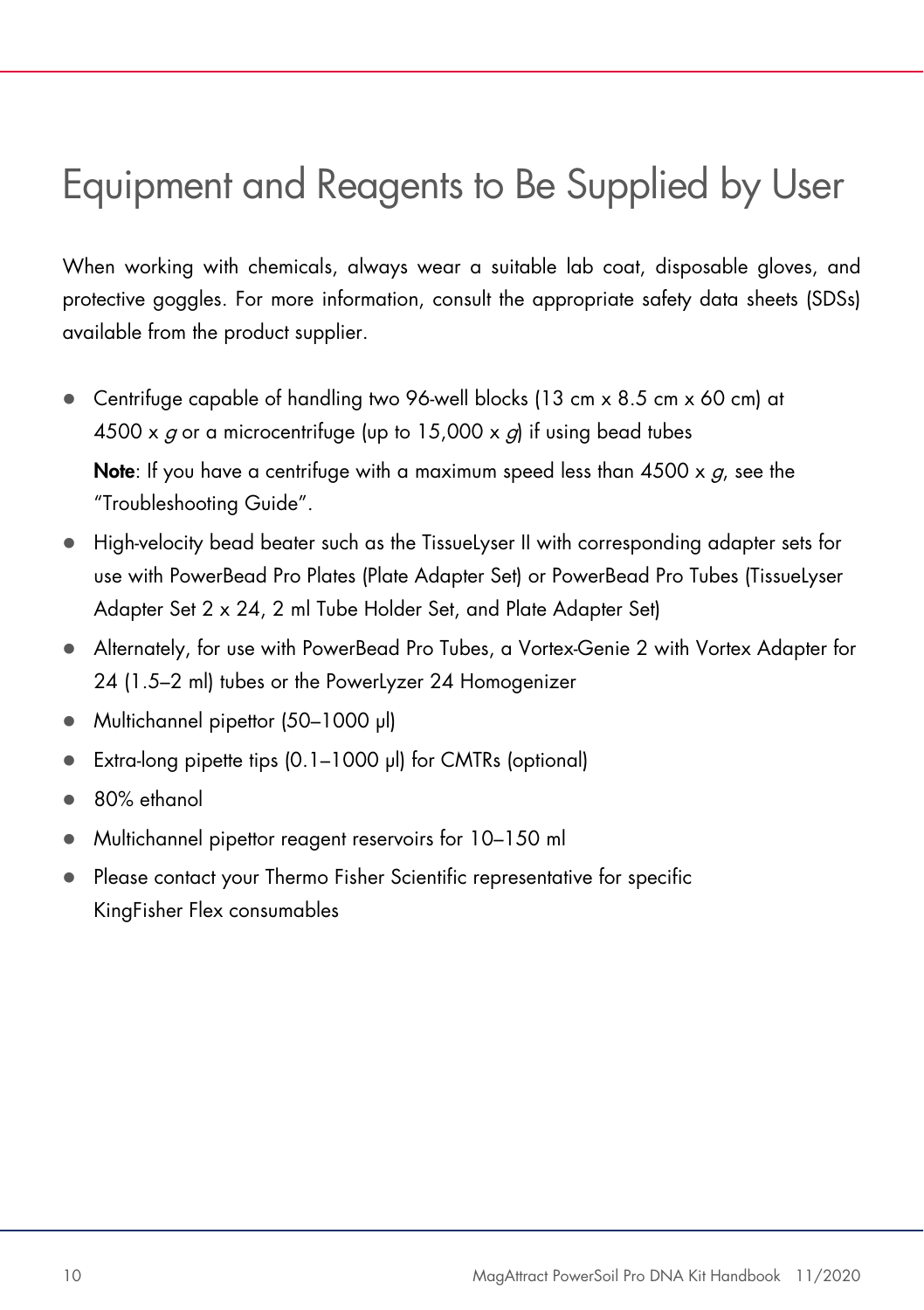# Equipment and Reagents to Be Supplied by User

When working with chemicals, always wear a suitable lab coat, disposable gloves, and protective goggles. For more information, consult the appropriate safety data sheets (SDSs) available from the product supplier.

- Centrifuge capable of handling two 96-well blocks (13 cm x 8.5 cm x 60 cm) at 4500 x *g* or a microcentrifuge (up to 15,000 x *g*) if using bead tubes

  **Note**: If you have a centrifuge with a maximum speed less than 4500 x *g*, see the "Troubleshooting Guide".
- High-velocity bead beater such as the TissueLyser II with corresponding adapter sets for use with PowerBead Pro Plates (Plate Adapter Set) or PowerBead Pro Tubes (TissueLyser Adapter Set 2 x 24, 2 ml Tube Holder Set, and Plate Adapter Set)
- Alternately, for use with PowerBead Pro Tubes, a Vortex-Genie 2 with Vortex Adapter for 24 (1.5–2 ml) tubes or the PowerLyzer 24 Homogenizer
- Multichannel pipettor (50–1000 µl)
- Extra-long pipette tips (0.1–1000 µl) for CMTRs (optional)
- 80% ethanol
- Multichannel pipettor reagent reservoirs for 10–150 ml
- Please contact your Thermo Fisher Scientific representative for specific KingFisher Flex consumables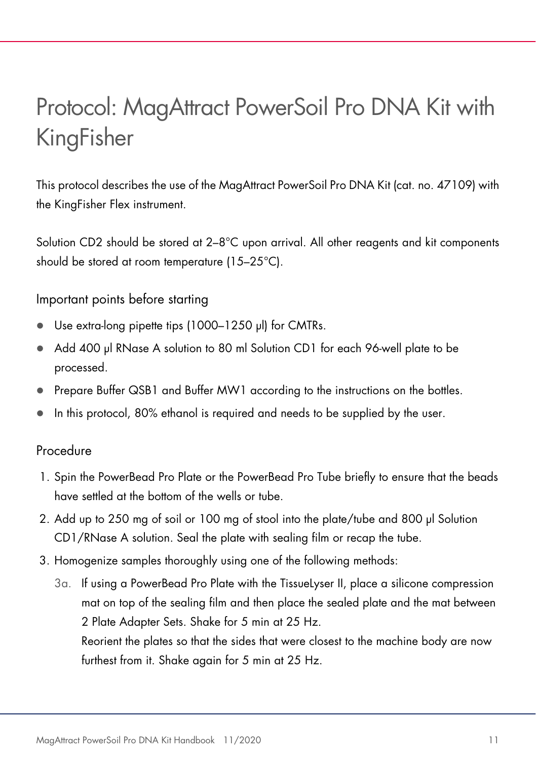# Protocol: MagAttract PowerSoil Pro DNA Kit with KingFisher

This protocol describes the use of the MagAttract PowerSoil Pro DNA Kit (cat. no. 47109) with the KingFisher Flex instrument.

Solution CD2 should be stored at 2–8°C upon arrival. All other reagents and kit components should be stored at room temperature (15–25°C).

## Important points before starting

- Use extra-long pipette tips (1000–1250 µl) for CMTRs.
- Add 400 µl RNase A solution to 80 ml Solution CD1 for each 96-well plate to be processed.
- Prepare Buffer QSB1 and Buffer MW1 according to the instructions on the bottles.
- In this protocol, 80% ethanol is required and needs to be supplied by the user.

## Procedure

1. Spin the PowerBead Pro Plate or the PowerBead Pro Tube briefly to ensure that the beads have settled at the bottom of the wells or tube.
2. Add up to 250 mg of soil or 100 mg of stool into the plate/tube and 800 µl Solution CD1/RNase A solution. Seal the plate with sealing film or recap the tube.
3. Homogenize samples thoroughly using one of the following methods:

   3a. If using a PowerBead Pro Plate with the TissueLyser II, place a silicone compression mat on top of the sealing film and then place the sealed plate and the mat between 2 Plate Adapter Sets. Shake for 5 min at 25 Hz.

   Reorient the plates so that the sides that were closest to the machine body are now furthest from it. Shake again for 5 min at 25 Hz.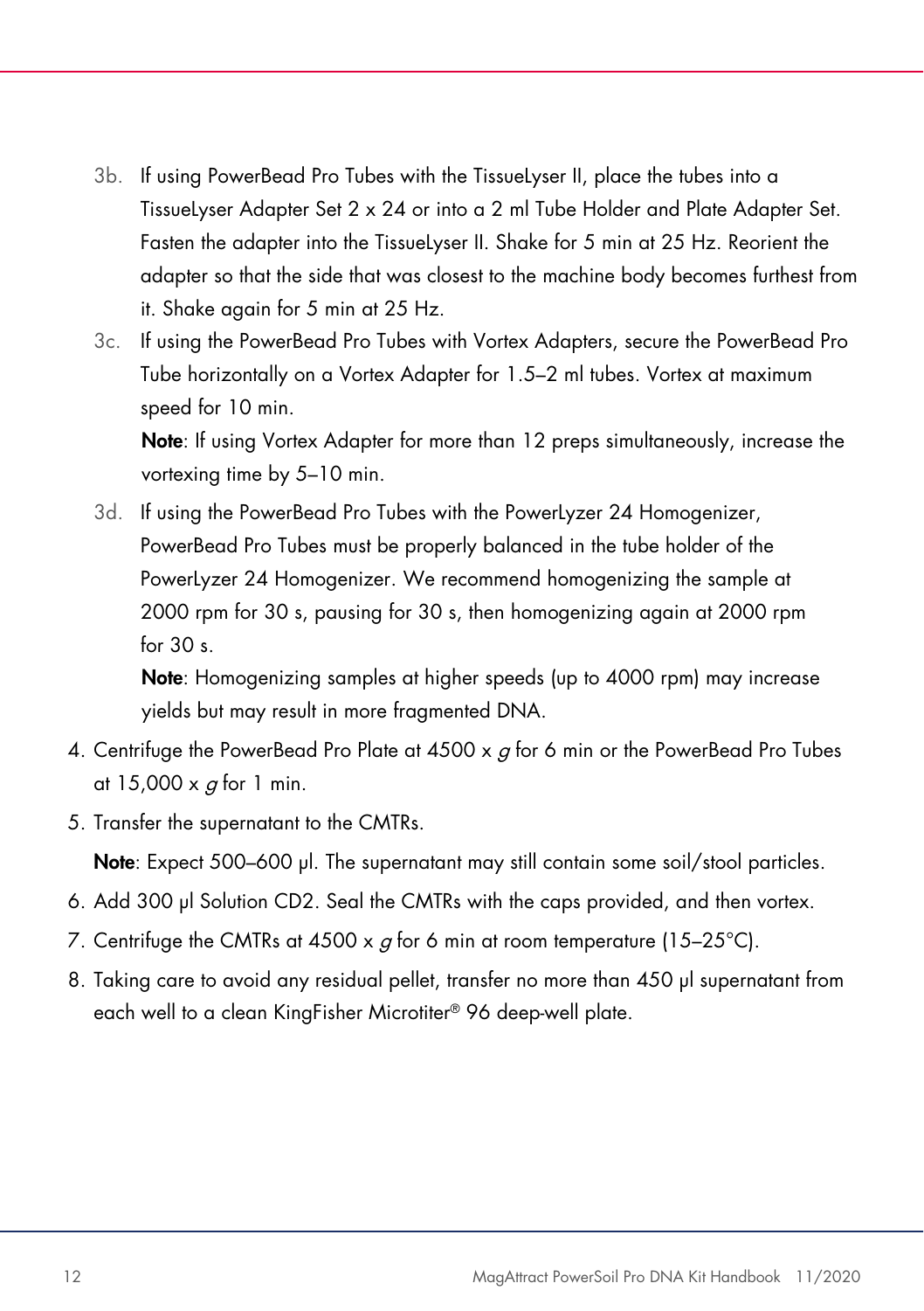3b. If using PowerBead Pro Tubes with the TissueLyser II, place the tubes into a TissueLyser Adapter Set 2 x 24 or into a 2 ml Tube Holder and Plate Adapter Set. Fasten the adapter into the TissueLyser II. Shake for 5 min at 25 Hz. Reorient the adapter so that the side that was closest to the machine body becomes furthest from it. Shake again for 5 min at 25 Hz.

3c. If using the PowerBead Pro Tubes with Vortex Adapters, secure the PowerBead Pro Tube horizontally on a Vortex Adapter for 1.5–2 ml tubes. Vortex at maximum speed for 10 min.

**Note**: If using Vortex Adapter for more than 12 preps simultaneously, increase the vortexing time by 5–10 min.

3d. If using the PowerBead Pro Tubes with the PowerLyzer 24 Homogenizer, PowerBead Pro Tubes must be properly balanced in the tube holder of the PowerLyzer 24 Homogenizer. We recommend homogenizing the sample at 2000 rpm for 30 s, pausing for 30 s, then homogenizing again at 2000 rpm for 30 s.

**Note**: Homogenizing samples at higher speeds (up to 4000 rpm) may increase yields but may result in more fragmented DNA.

4. Centrifuge the PowerBead Pro Plate at 4500 x *g* for 6 min or the PowerBead Pro Tubes at 15,000 x *g* for 1 min.
5. Transfer the supernatant to the CMTRs.

   **Note**: Expect 500–600 µl. The supernatant may still contain some soil/stool particles.
6. Add 300 µl Solution CD2. Seal the CMTRs with the caps provided, and then vortex.
7. Centrifuge the CMTRs at 4500 x *g* for 6 min at room temperature (15–25°C).
8. Taking care to avoid any residual pellet, transfer no more than 450 µl supernatant from each well to a clean KingFisher Microtiter® 96 deep-well plate.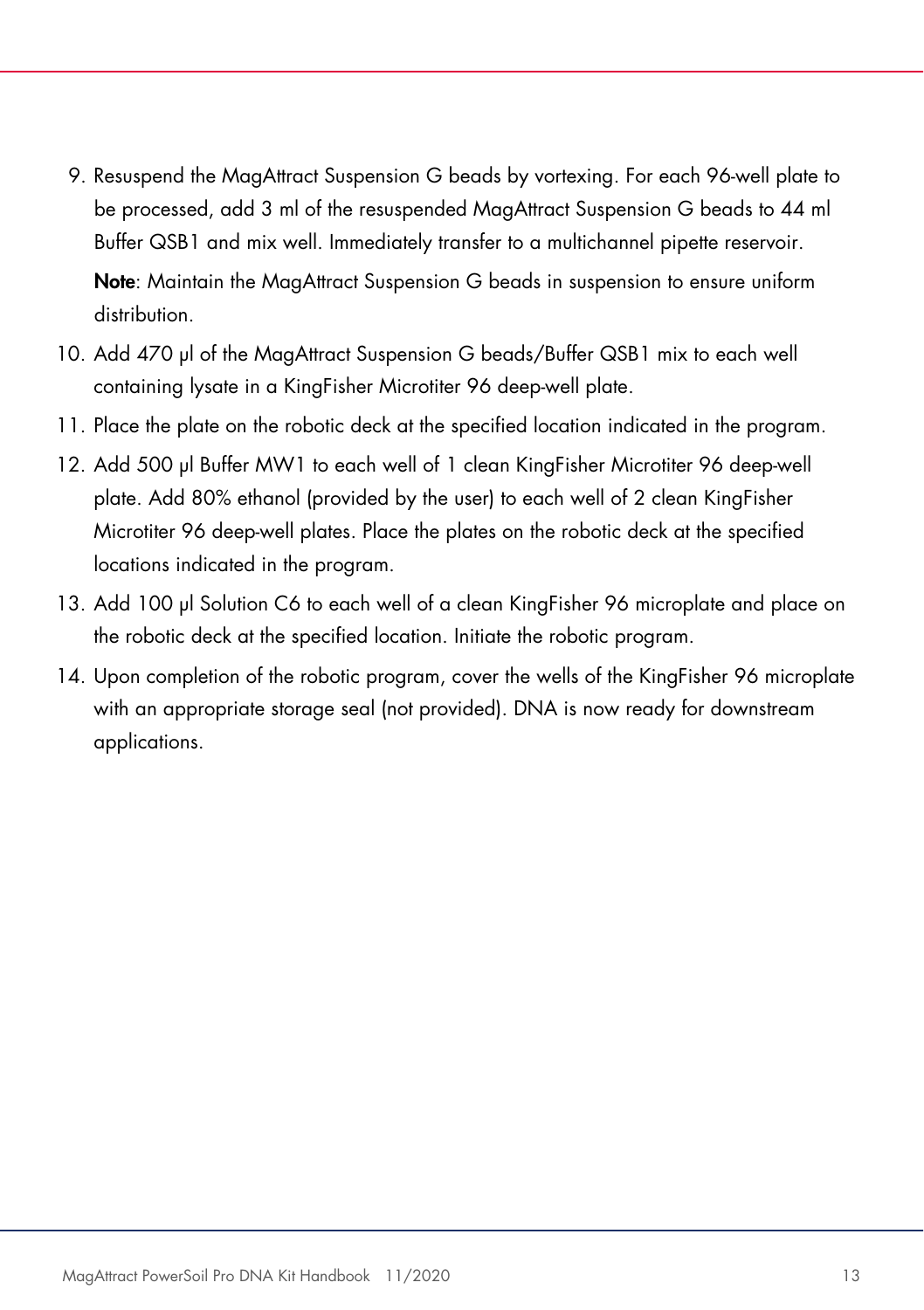9. Resuspend the MagAttract Suspension G beads by vortexing. For each 96-well plate to be processed, add 3 ml of the resuspended MagAttract Suspension G beads to 44 ml Buffer QSB1 and mix well. Immediately transfer to a multichannel pipette reservoir.

   **Note**: Maintain the MagAttract Suspension G beads in suspension to ensure uniform distribution.

10. Add 470 µl of the MagAttract Suspension G beads/Buffer QSB1 mix to each well containing lysate in a KingFisher Microtiter 96 deep-well plate.
11. Place the plate on the robotic deck at the specified location indicated in the program.
12. Add 500 µl Buffer MW1 to each well of 1 clean KingFisher Microtiter 96 deep-well plate. Add 80% ethanol (provided by the user) to each well of 2 clean KingFisher Microtiter 96 deep-well plates. Place the plates on the robotic deck at the specified locations indicated in the program.
13. Add 100 µl Solution C6 to each well of a clean KingFisher 96 microplate and place on the robotic deck at the specified location. Initiate the robotic program.
14. Upon completion of the robotic program, cover the wells of the KingFisher 96 microplate with an appropriate storage seal (not provided). DNA is now ready for downstream applications.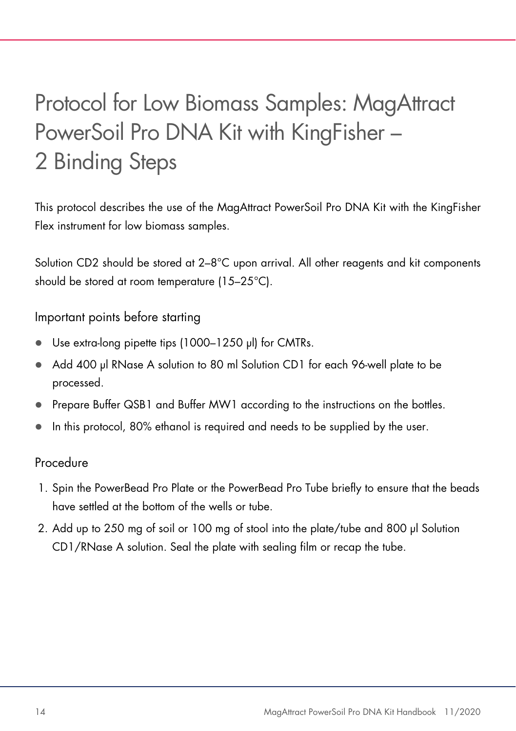# Protocol for Low Biomass Samples: MagAttract PowerSoil Pro DNA Kit with KingFisher – 2 Binding Steps

This protocol describes the use of the MagAttract PowerSoil Pro DNA Kit with the KingFisher Flex instrument for low biomass samples.

Solution CD2 should be stored at 2–8°C upon arrival. All other reagents and kit components should be stored at room temperature (15–25°C).

## Important points before starting

- Use extra-long pipette tips (1000–1250 µl) for CMTRs.
- Add 400 µl RNase A solution to 80 ml Solution CD1 for each 96-well plate to be processed.
- Prepare Buffer QSB1 and Buffer MW1 according to the instructions on the bottles.
- In this protocol, 80% ethanol is required and needs to be supplied by the user.

## Procedure

1. Spin the PowerBead Pro Plate or the PowerBead Pro Tube briefly to ensure that the beads have settled at the bottom of the wells or tube.
2. Add up to 250 mg of soil or 100 mg of stool into the plate/tube and 800 µl Solution CD1/RNase A solution. Seal the plate with sealing film or recap the tube.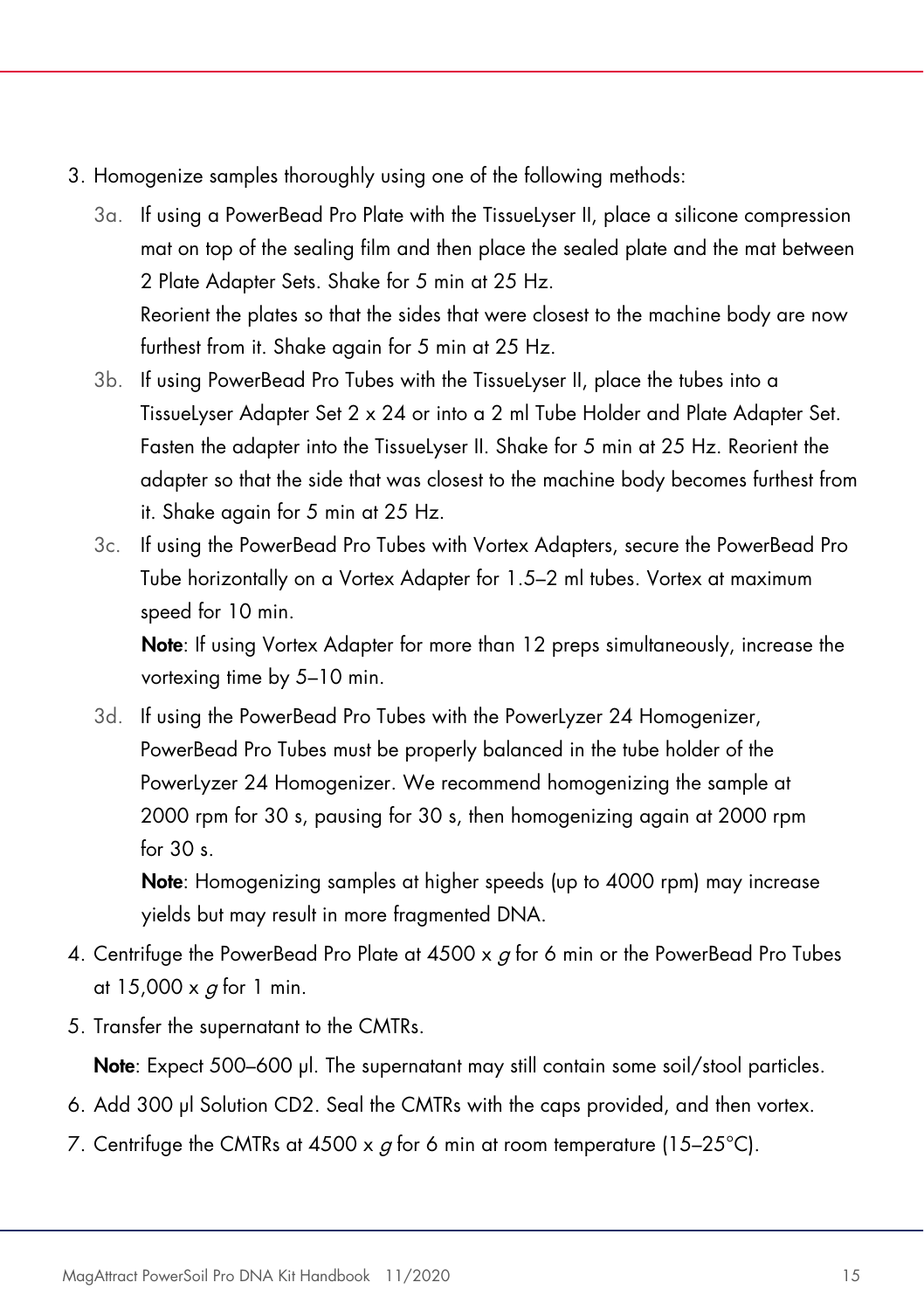3. Homogenize samples thoroughly using one of the following methods:

    3a. If using a PowerBead Pro Plate with the TissueLyser II, place a silicone compression mat on top of the sealing film and then place the sealed plate and the mat between 2 Plate Adapter Sets. Shake for 5 min at 25 Hz.
    Reorient the plates so that the sides that were closest to the machine body are now furthest from it. Shake again for 5 min at 25 Hz.

    3b. If using PowerBead Pro Tubes with the TissueLyser II, place the tubes into a TissueLyser Adapter Set 2 x 24 or into a 2 ml Tube Holder and Plate Adapter Set. Fasten the adapter into the TissueLyser II. Shake for 5 min at 25 Hz. Reorient the adapter so that the side that was closest to the machine body becomes furthest from it. Shake again for 5 min at 25 Hz.

    3c. If using the PowerBead Pro Tubes with Vortex Adapters, secure the PowerBead Pro Tube horizontally on a Vortex Adapter for 1.5–2 ml tubes. Vortex at maximum speed for 10 min.
    **Note**: If using Vortex Adapter for more than 12 preps simultaneously, increase the vortexing time by 5–10 min.

    3d. If using the PowerBead Pro Tubes with the PowerLyzer 24 Homogenizer, PowerBead Pro Tubes must be properly balanced in the tube holder of the PowerLyzer 24 Homogenizer. We recommend homogenizing the sample at 2000 rpm for 30 s, pausing for 30 s, then homogenizing again at 2000 rpm for 30 s.
    **Note**: Homogenizing samples at higher speeds (up to 4000 rpm) may increase yields but may result in more fragmented DNA.

4. Centrifuge the PowerBead Pro Plate at 4500 x *g* for 6 min or the PowerBead Pro Tubes at 15,000 x *g* for 1 min.
5. Transfer the supernatant to the CMTRs.
   **Note**: Expect 500–600 µl. The supernatant may still contain some soil/stool particles.
6. Add 300 µl Solution CD2. Seal the CMTRs with the caps provided, and then vortex.
7. Centrifuge the CMTRs at 4500 x *g* for 6 min at room temperature (15–25°C).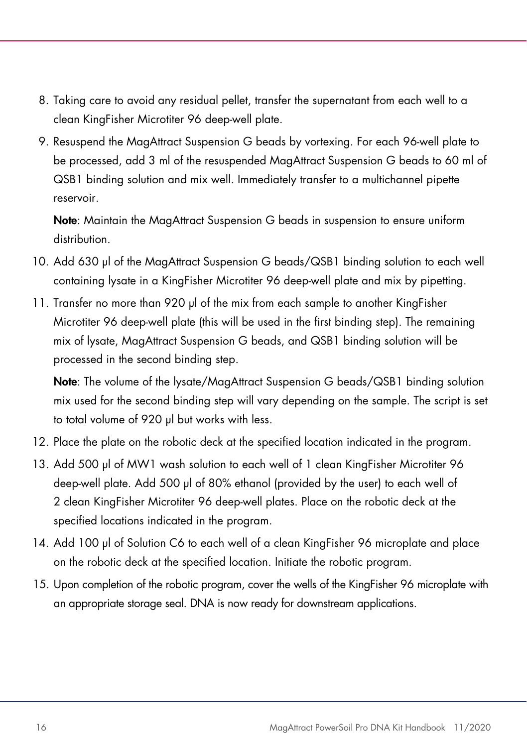8. Taking care to avoid any residual pellet, transfer the supernatant from each well to a clean KingFisher Microtiter 96 deep-well plate.
9. Resuspend the MagAttract Suspension G beads by vortexing. For each 96-well plate to be processed, add 3 ml of the resuspended MagAttract Suspension G beads to 60 ml of QSB1 binding solution and mix well. Immediately transfer to a multichannel pipette reservoir.

   **Note**: Maintain the MagAttract Suspension G beads in suspension to ensure uniform distribution.
10. Add 630 µl of the MagAttract Suspension G beads/QSB1 binding solution to each well containing lysate in a KingFisher Microtiter 96 deep-well plate and mix by pipetting.
11. Transfer no more than 920 µl of the mix from each sample to another KingFisher Microtiter 96 deep-well plate (this will be used in the first binding step). The remaining mix of lysate, MagAttract Suspension G beads, and QSB1 binding solution will be processed in the second binding step.

    **Note**: The volume of the lysate/MagAttract Suspension G beads/QSB1 binding solution mix used for the second binding step will vary depending on the sample. The script is set to total volume of 920 µl but works with less.
12. Place the plate on the robotic deck at the specified location indicated in the program.
13. Add 500 µl of MW1 wash solution to each well of 1 clean KingFisher Microtiter 96 deep-well plate. Add 500 µl of 80% ethanol (provided by the user) to each well of 2 clean KingFisher Microtiter 96 deep-well plates. Place on the robotic deck at the specified locations indicated in the program.
14. Add 100 µl of Solution C6 to each well of a clean KingFisher 96 microplate and place on the robotic deck at the specified location. Initiate the robotic program.
15. Upon completion of the robotic program, cover the wells of the KingFisher 96 microplate with an appropriate storage seal. DNA is now ready for downstream applications.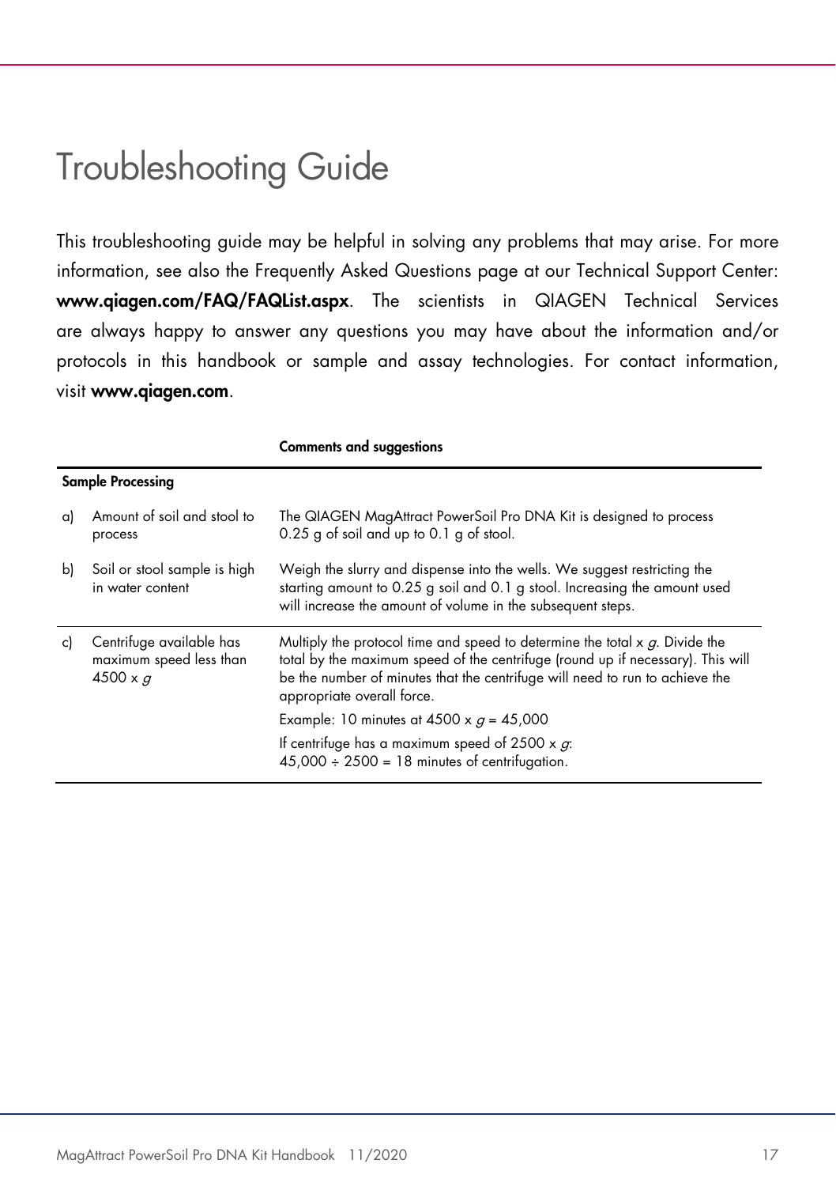# Troubleshooting Guide

This troubleshooting guide may be helpful in solving any problems that may arise. For more information, see also the Frequently Asked Questions page at our Technical Support Center: **www.qiagen.com/FAQ/FAQList.aspx**. The scientists in QIAGEN Technical Services are always happy to answer any questions you may have about the information and/or protocols in this handbook or sample and assay technologies. For contact information, visit **www.qiagen.com**.

| | | **Comments and suggestions** |
|---|---|---|
| **Sample Processing** | | |
| a) | Amount of soil and stool to process | The QIAGEN MagAttract PowerSoil Pro DNA Kit is designed to process 0.25 g of soil and up to 0.1 g of stool. |
| b) | Soil or stool sample is high in water content | Weigh the slurry and dispense into the wells. We suggest restricting the starting amount to 0.25 g soil and 0.1 g stool. Increasing the amount used will increase the amount of volume in the subsequent steps. |
| c) | Centrifuge available has maximum speed less than 4500 x *g* | Multiply the protocol time and speed to determine the total x *g*. Divide the total by the maximum speed of the centrifuge (round up if necessary). This will be the number of minutes that the centrifuge will need to run to achieve the appropriate overall force.<br><br>Example: 10 minutes at 4500 x *g* = 45,000<br><br>If centrifuge has a maximum speed of 2500 x *g*: 45,000 ÷ 2500 = 18 minutes of centrifugation. |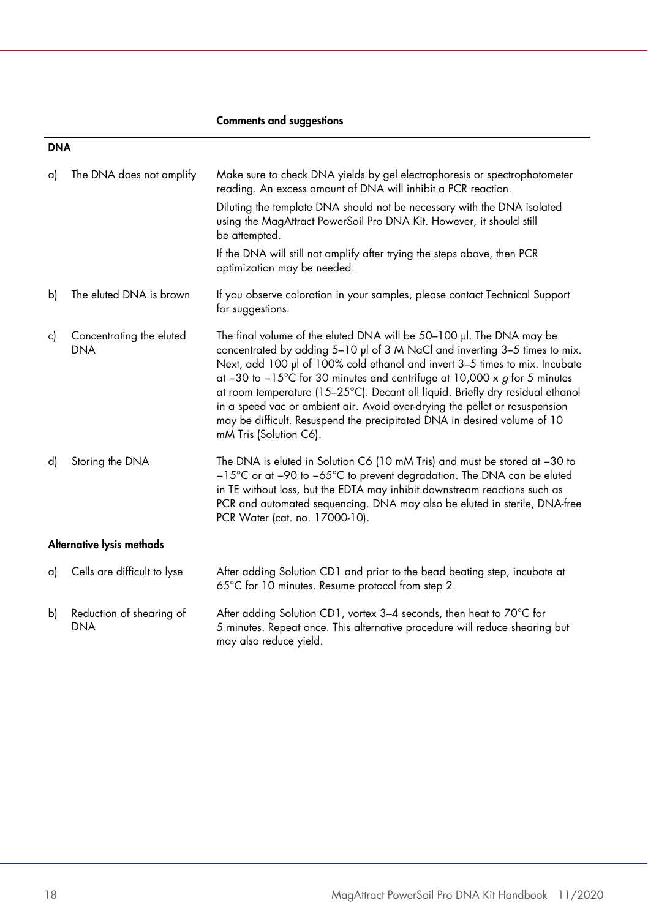|  | Comments and suggestions |
|---|---|
| **DNA** | |
| a) The DNA does not amplify | Make sure to check DNA yields by gel electrophoresis or spectrophotometer reading. An excess amount of DNA will inhibit a PCR reaction.<br><br>Diluting the template DNA should not be necessary with the DNA isolated using the MagAttract PowerSoil Pro DNA Kit. However, it should still be attempted.<br><br>If the DNA will still not amplify after trying the steps above, then PCR optimization may be needed. |
| b) The eluted DNA is brown | If you observe coloration in your samples, please contact Technical Support for suggestions. |
| c) Concentrating the eluted DNA | The final volume of the eluted DNA will be 50–100 µl. The DNA may be concentrated by adding 5–10 µl of 3 M NaCl and inverting 3–5 times to mix. Next, add 100 µl of 100% cold ethanol and invert 3–5 times to mix. Incubate at −30 to −15°C for 30 minutes and centrifuge at 10,000 x *g* for 5 minutes at room temperature (15–25°C). Decant all liquid. Briefly dry residual ethanol in a speed vac or ambient air. Avoid over-drying the pellet or resuspension may be difficult. Resuspend the precipitated DNA in desired volume of 10 mM Tris (Solution C6). |
| d) Storing the DNA | The DNA is eluted in Solution C6 (10 mM Tris) and must be stored at −30 to −15°C or at −90 to −65°C to prevent degradation. The DNA can be eluted in TE without loss, but the EDTA may inhibit downstream reactions such as PCR and automated sequencing. DNA may also be eluted in sterile, DNA-free PCR Water (cat. no. 17000-10). |
| **Alternative lysis methods** | |
| a) Cells are difficult to lyse | After adding Solution CD1 and prior to the bead beating step, incubate at 65°C for 10 minutes. Resume protocol from step 2. |
| b) Reduction of shearing of DNA | After adding Solution CD1, vortex 3–4 seconds, then heat to 70°C for 5 minutes. Repeat once. This alternative procedure will reduce shearing but may also reduce yield. |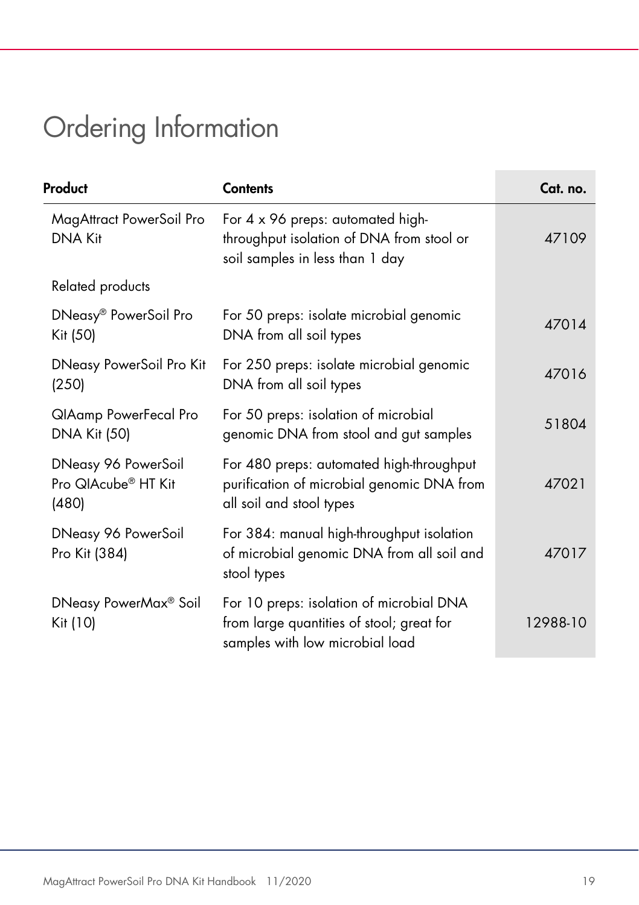# Ordering Information

| Product | Contents | Cat. no. |
|---|---|---|
| MagAttract PowerSoil Pro DNA Kit | For 4 x 96 preps: automated high-throughput isolation of DNA from stool or soil samples in less than 1 day | 47109 |
| Related products | | |
| DNeasy® PowerSoil Pro Kit (50) | For 50 preps: isolate microbial genomic DNA from all soil types | 47014 |
| DNeasy PowerSoil Pro Kit (250) | For 250 preps: isolate microbial genomic DNA from all soil types | 47016 |
| QIAamp PowerFecal Pro DNA Kit (50) | For 50 preps: isolation of microbial genomic DNA from stool and gut samples | 51804 |
| DNeasy 96 PowerSoil Pro QIAcube® HT Kit (480) | For 480 preps: automated high-throughput purification of microbial genomic DNA from all soil and stool types | 47021 |
| DNeasy 96 PowerSoil Pro Kit (384) | For 384: manual high-throughput isolation of microbial genomic DNA from all soil and stool types | 47017 |
| DNeasy PowerMax® Soil Kit (10) | For 10 preps: isolation of microbial DNA from large quantities of stool; great for samples with low microbial load | 12988-10 |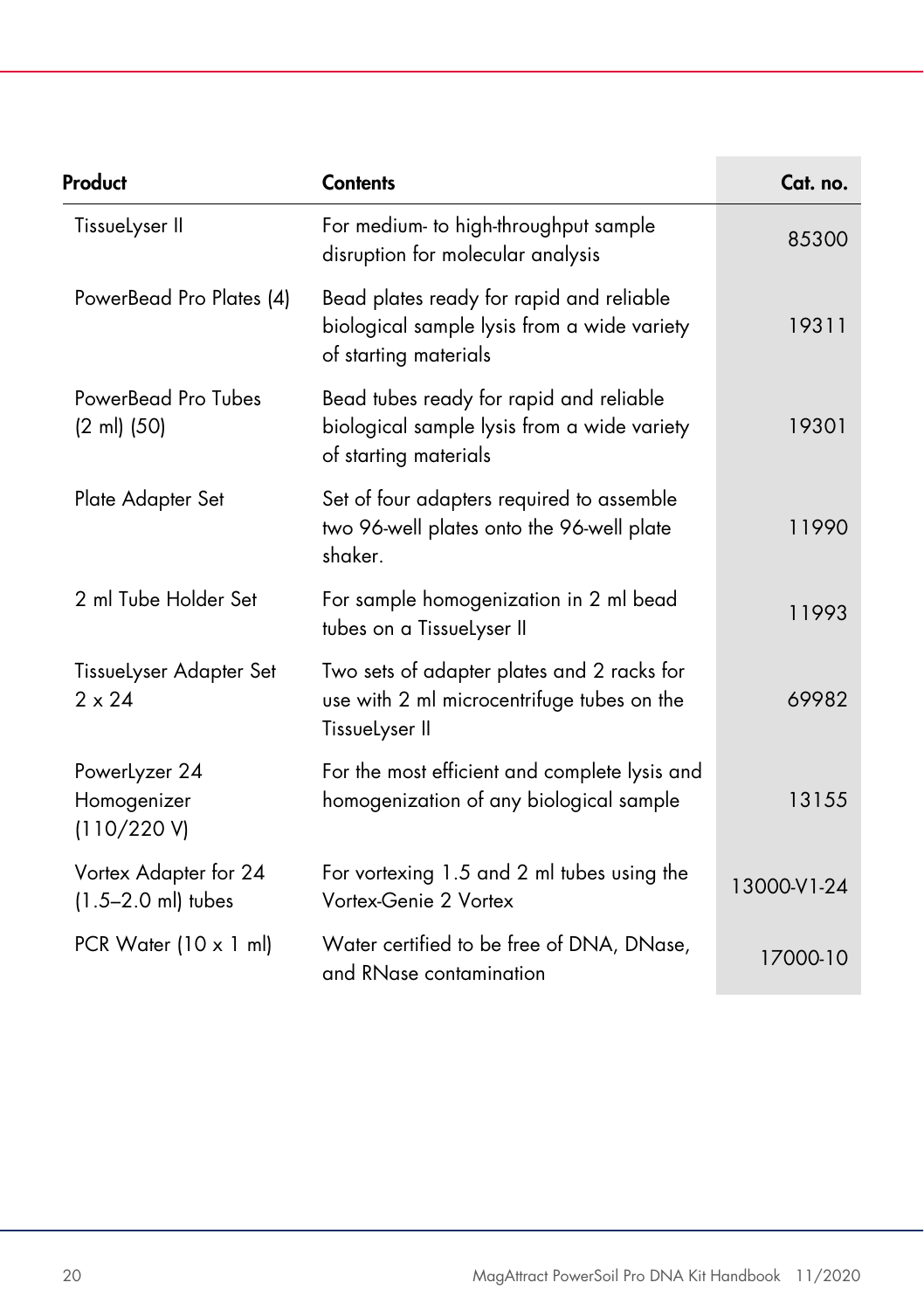| Product | Contents | Cat. no. |
|---|---|---|
| TissueLyser II | For medium- to high-throughput sample disruption for molecular analysis | 85300 |
| PowerBead Pro Plates (4) | Bead plates ready for rapid and reliable biological sample lysis from a wide variety of starting materials | 19311 |
| PowerBead Pro Tubes (2 ml) (50) | Bead tubes ready for rapid and reliable biological sample lysis from a wide variety of starting materials | 19301 |
| Plate Adapter Set | Set of four adapters required to assemble two 96-well plates onto the 96-well plate shaker. | 11990 |
| 2 ml Tube Holder Set | For sample homogenization in 2 ml bead tubes on a TissueLyser II | 11993 |
| TissueLyser Adapter Set 2 x 24 | Two sets of adapter plates and 2 racks for use with 2 ml microcentrifuge tubes on the TissueLyser II | 69982 |
| PowerLyzer 24 Homogenizer (110/220 V) | For the most efficient and complete lysis and homogenization of any biological sample | 13155 |
| Vortex Adapter for 24 (1.5–2.0 ml) tubes | For vortexing 1.5 and 2 ml tubes using the Vortex-Genie 2 Vortex | 13000-V1-24 |
| PCR Water (10 x 1 ml) | Water certified to be free of DNA, DNase, and RNase contamination | 17000-10 |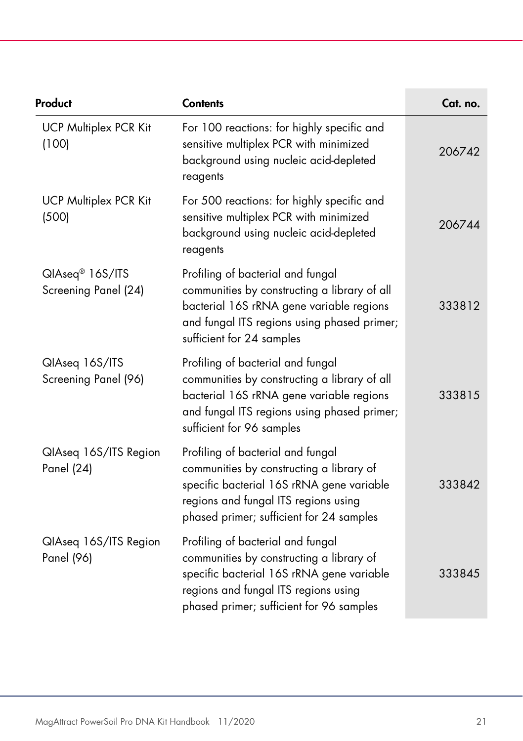| Product | Contents | Cat. no. |
| --- | --- | --- |
| UCP Multiplex PCR Kit (100) | For 100 reactions: for highly specific and sensitive multiplex PCR with minimized background using nucleic acid-depleted reagents | 206742 |
| UCP Multiplex PCR Kit (500) | For 500 reactions: for highly specific and sensitive multiplex PCR with minimized background using nucleic acid-depleted reagents | 206744 |
| QIAseq® 16S/ITS Screening Panel (24) | Profiling of bacterial and fungal communities by constructing a library of all bacterial 16S rRNA gene variable regions and fungal ITS regions using phased primer; sufficient for 24 samples | 333812 |
| QIAseq 16S/ITS Screening Panel (96) | Profiling of bacterial and fungal communities by constructing a library of all bacterial 16S rRNA gene variable regions and fungal ITS regions using phased primer; sufficient for 96 samples | 333815 |
| QIAseq 16S/ITS Region Panel (24) | Profiling of bacterial and fungal communities by constructing a library of specific bacterial 16S rRNA gene variable regions and fungal ITS regions using phased primer; sufficient for 24 samples | 333842 |
| QIAseq 16S/ITS Region Panel (96) | Profiling of bacterial and fungal communities by constructing a library of specific bacterial 16S rRNA gene variable regions and fungal ITS regions using phased primer; sufficient for 96 samples | 333845 |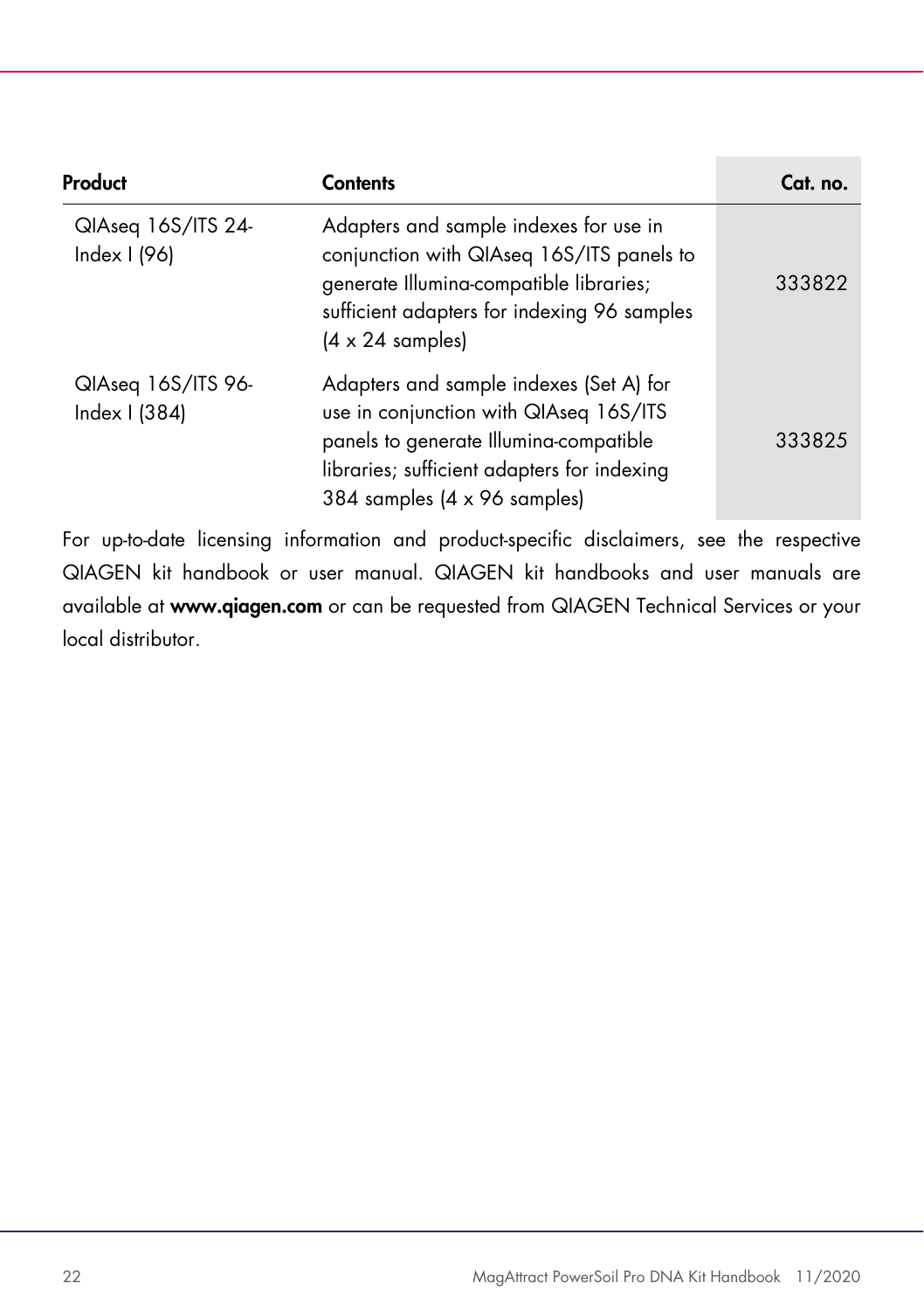| Product | Contents | Cat. no. |
|---|---|---|
| QIAseq 16S/ITS 24-Index I (96) | Adapters and sample indexes for use in conjunction with QIAseq 16S/ITS panels to generate Illumina-compatible libraries; sufficient adapters for indexing 96 samples (4 x 24 samples) | 333822 |
| QIAseq 16S/ITS 96-Index I (384) | Adapters and sample indexes (Set A) for use in conjunction with QIAseq 16S/ITS panels to generate Illumina-compatible libraries; sufficient adapters for indexing 384 samples (4 x 96 samples) | 333825 |

For up-to-date licensing information and product-specific disclaimers, see the respective QIAGEN kit handbook or user manual. QIAGEN kit handbooks and user manuals are available at **www.qiagen.com** or can be requested from QIAGEN Technical Services or your local distributor.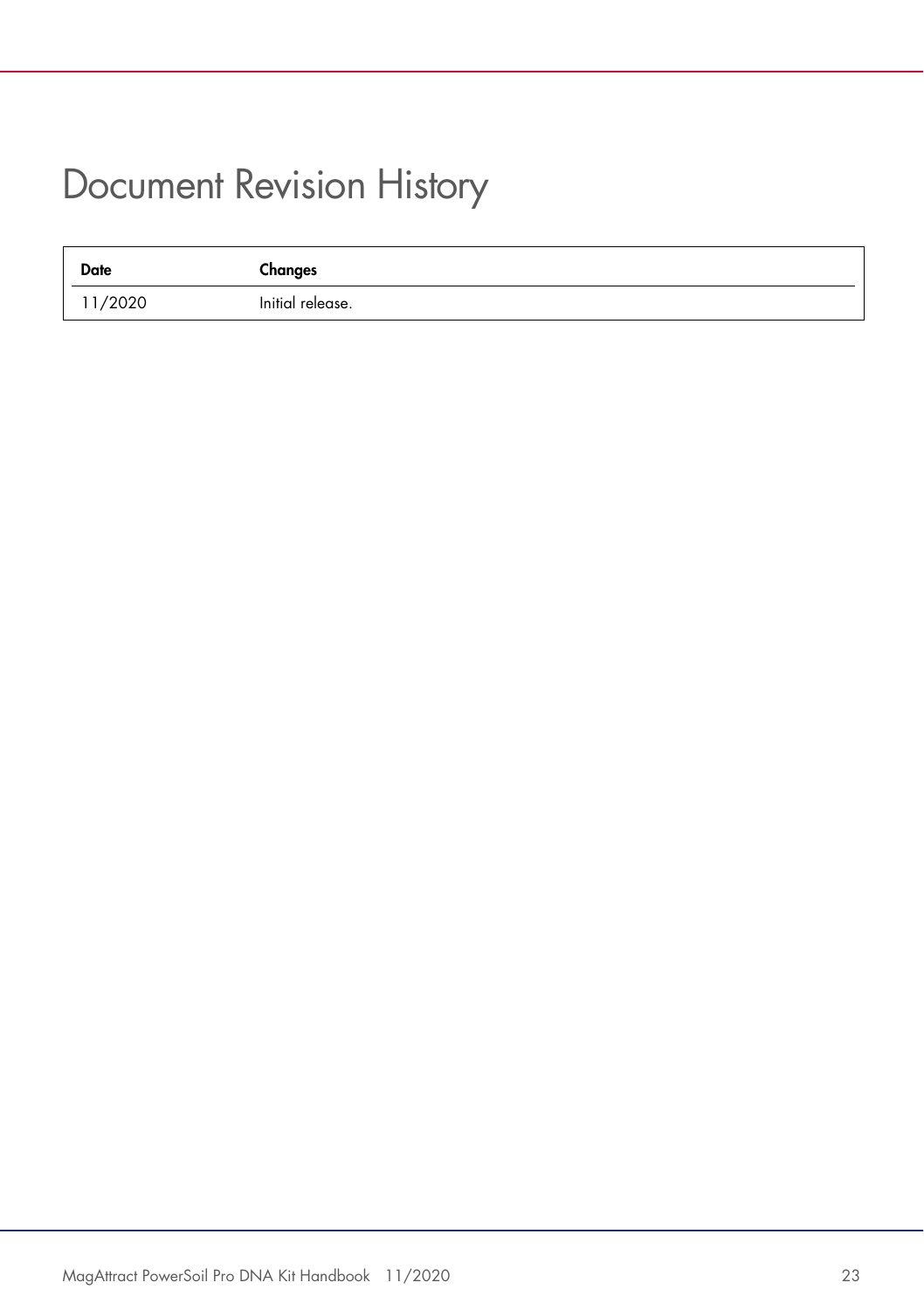# Document Revision History

| Date | Changes |
| --- | --- |
| 11/2020 | Initial release. |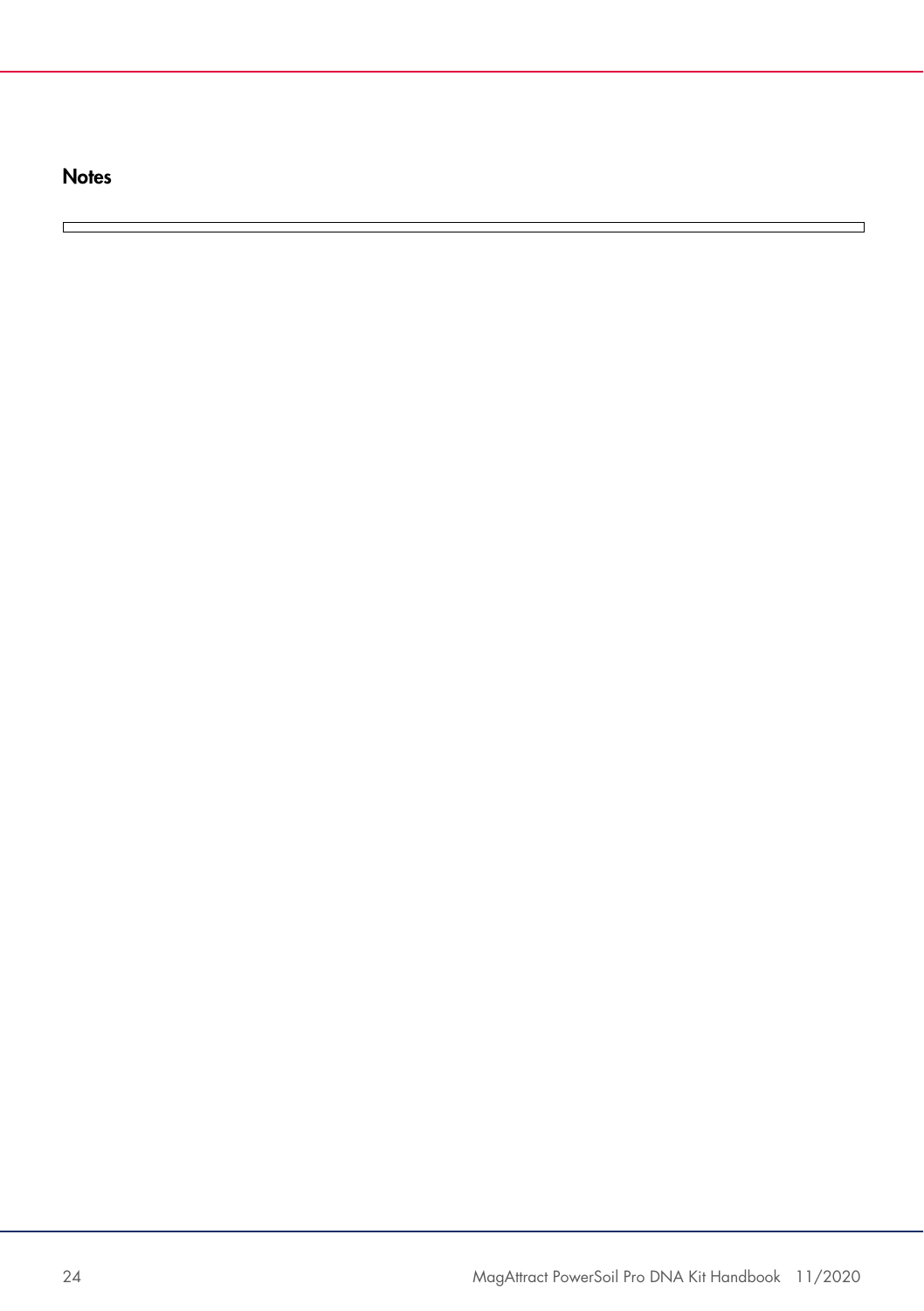### Notes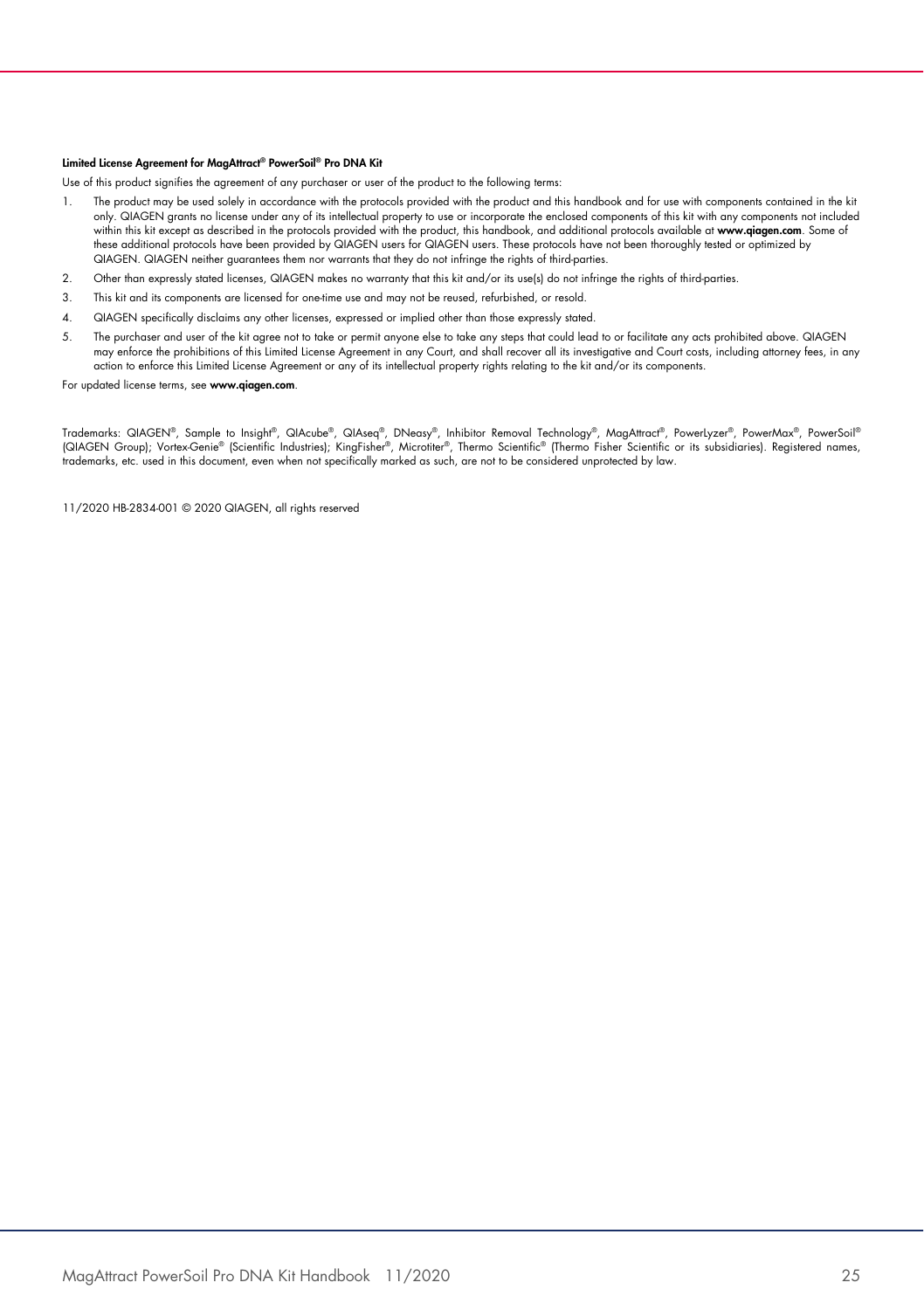**Limited License Agreement for MagAttract® PowerSoil® Pro DNA Kit**

Use of this product signifies the agreement of any purchaser or user of the product to the following terms:

1. The product may be used solely in accordance with the protocols provided with the product and this handbook and for use with components contained in the kit only. QIAGEN grants no license under any of its intellectual property to use or incorporate the enclosed components of this kit with any components not included within this kit except as described in the protocols provided with the product, this handbook, and additional protocols available at **www.qiagen.com**. Some of these additional protocols have been provided by QIAGEN users for QIAGEN users. These protocols have not been thoroughly tested or optimized by QIAGEN. QIAGEN neither guarantees them nor warrants that they do not infringe the rights of third-parties.
2. Other than expressly stated licenses, QIAGEN makes no warranty that this kit and/or its use(s) do not infringe the rights of third-parties.
3. This kit and its components are licensed for one-time use and may not be reused, refurbished, or resold.
4. QIAGEN specifically disclaims any other licenses, expressed or implied other than those expressly stated.
5. The purchaser and user of the kit agree not to take or permit anyone else to take any steps that could lead to or facilitate any acts prohibited above. QIAGEN may enforce the prohibitions of this Limited License Agreement in any Court, and shall recover all its investigative and Court costs, including attorney fees, in any action to enforce this Limited License Agreement or any of its intellectual property rights relating to the kit and/or its components.

For updated license terms, see **www.qiagen.com**.

Trademarks: QIAGEN®, Sample to Insight®, QIAcube®, QIAseq®, DNeasy®, Inhibitor Removal Technology®, MagAttract®, PowerLyzer®, PowerMax®, PowerSoil® (QIAGEN Group); Vortex-Genie® (Scientific Industries); KingFisher®, Microtiter®, Thermo Scientific® (Thermo Fisher Scientific or its subsidiaries). Registered names, trademarks, etc. used in this document, even when not specifically marked as such, are not to be considered unprotected by law.

11/2020 HB-2834-001 © 2020 QIAGEN, all rights reserved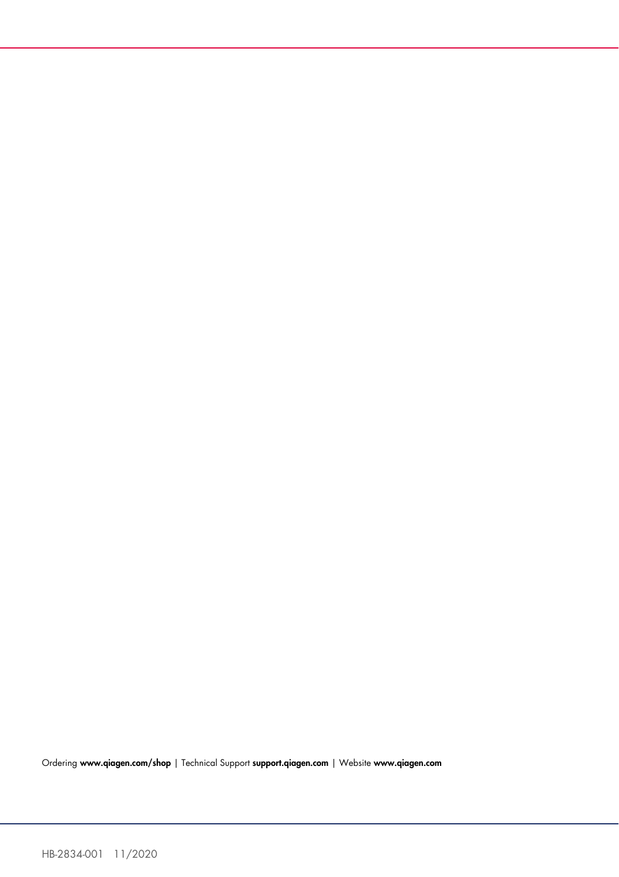Ordering **www.qiagen.com/shop** | Technical Support **support.qiagen.com** | Website **www.qiagen.com**

HB-2834-001 11/2020